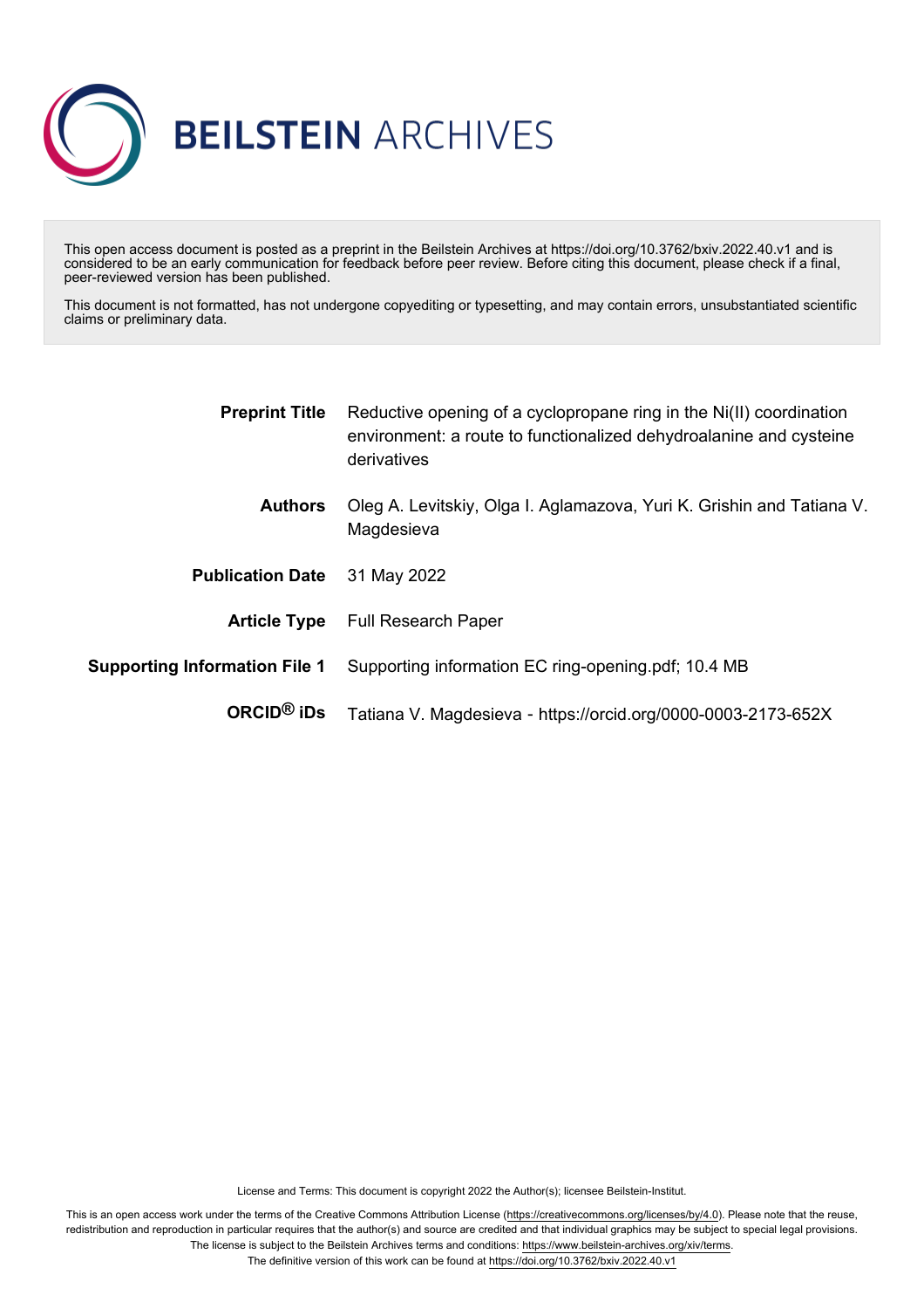# BEILSTEIN ARCHIVES

This open access document is posted as a preprint in the Beilstein Archives at https://doi.org/10.3762/bxiv.2022.40.v1 and is considered to be an early communication for feedback before peer review. Before citing this document, please check if a final, peer-reviewed version has been published.

This document is not formatted, has not undergone copyediting or typesetting, and may contain errors, unsubstantiated scientific claims or preliminary data.

| | |
|---|---|
| **Preprint Title** | Reductive opening of a cyclopropane ring in the Ni(II) coordination environment: a route to functionalized dehydroalanine and cysteine derivatives |
| **Authors** | Oleg A. Levitskiy, Olga I. Aglamazova, Yuri K. Grishin and Tatiana V. Magdesieva |
| **Publication Date** | 31 May 2022 |
| **Article Type** | Full Research Paper |
| **Supporting Information File 1** | Supporting information EC ring-opening.pdf; 10.4 MB |
| **ORCID® iDs** | Tatiana V. Magdesieva - https://orcid.org/0000-0003-2173-652X |

License and Terms: This document is copyright 2022 the Author(s); licensee Beilstein-Institut.

This is an open access work under the terms of the Creative Commons Attribution License (https://creativecommons.org/licenses/by/4.0). Please note that the reuse, redistribution and reproduction in particular requires that the author(s) and source are credited and that individual graphics may be subject to special legal provisions. The license is subject to the Beilstein Archives terms and conditions: https://www.beilstein-archives.org/xiv/terms.
The definitive version of this work can be found at https://doi.org/10.3762/bxiv.2022.40.v1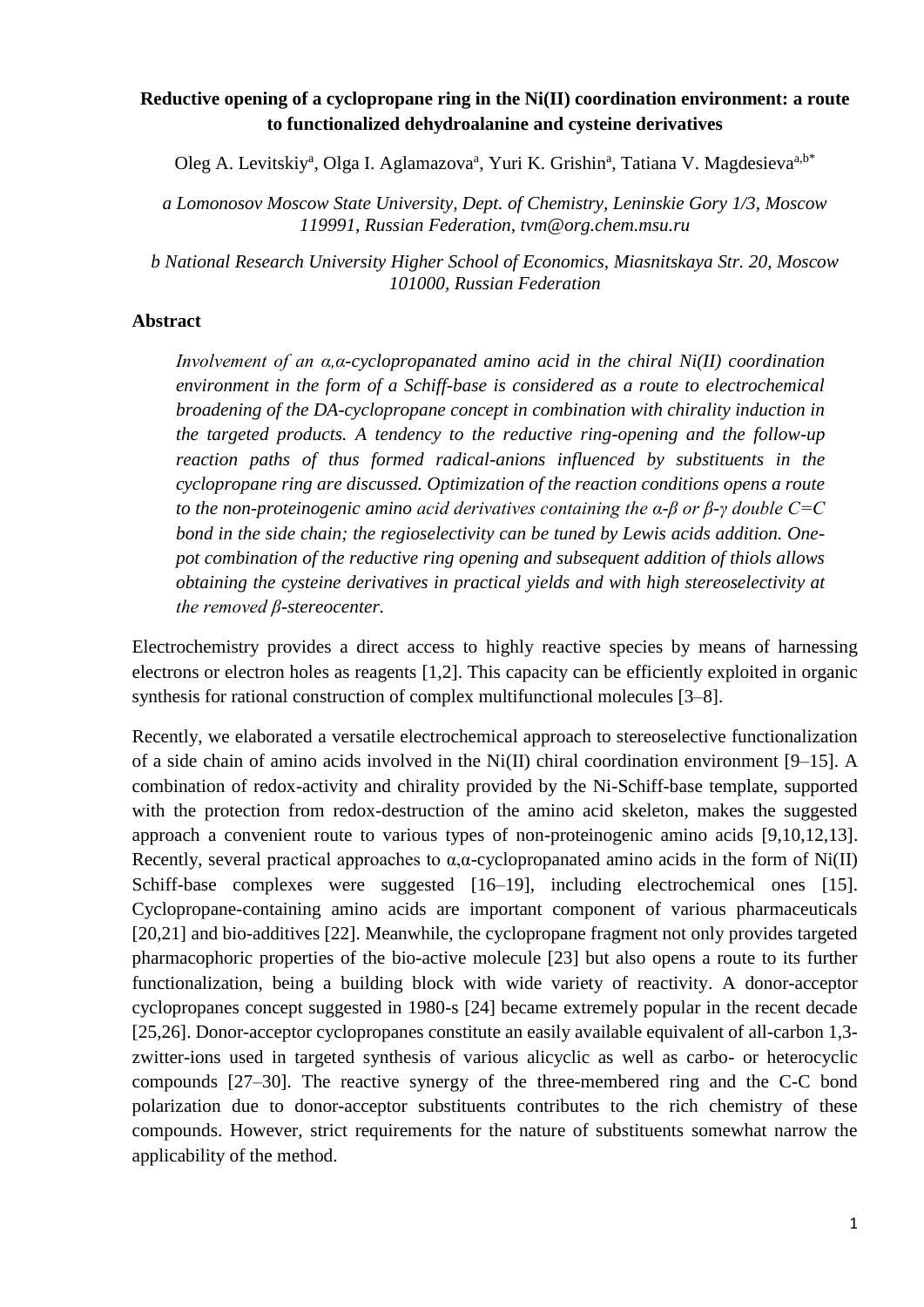**Reductive opening of a cyclopropane ring in the Ni(II) coordination environment: a route to functionalized dehydroalanine and cysteine derivatives**

Oleg A. Levitskiy[a], Olga I. Aglamazova[a], Yuri K. Grishin[a], Tatiana V. Magdesieva[a,b*]

*a Lomonosov Moscow State University, Dept. of Chemistry, Leninskie Gory 1/3, Moscow 119991, Russian Federation, tvm@org.chem.msu.ru*

*b National Research University Higher School of Economics, Miasnitskaya Str. 20, Moscow 101000, Russian Federation*

## Abstract

*Involvement of an α,α-cyclopropanated amino acid in the chiral Ni(II) coordination environment in the form of a Schiff-base is considered as a route to electrochemical broadening of the DA-cyclopropane concept in combination with chirality induction in the targeted products. A tendency to the reductive ring-opening and the follow-up reaction paths of thus formed radical-anions influenced by substituents in the cyclopropane ring are discussed. Optimization of the reaction conditions opens a route to the non-proteinogenic amino acid derivatives containing the α-β or β-γ double C=C bond in the side chain; the regioselectivity can be tuned by Lewis acids addition. One-pot combination of the reductive ring opening and subsequent addition of thiols allows obtaining the cysteine derivatives in practical yields and with high stereoselectivity at the removed β-stereocenter.*

Electrochemistry provides a direct access to highly reactive species by means of harnessing electrons or electron holes as reagents [1,2]. This capacity can be efficiently exploited in organic synthesis for rational construction of complex multifunctional molecules [3–8].

Recently, we elaborated a versatile electrochemical approach to stereoselective functionalization of a side chain of amino acids involved in the Ni(II) chiral coordination environment [9–15]. A combination of redox-activity and chirality provided by the Ni-Schiff-base template, supported with the protection from redox-destruction of the amino acid skeleton, makes the suggested approach a convenient route to various types of non-proteinogenic amino acids [9,10,12,13]. Recently, several practical approaches to α,α-cyclopropanated amino acids in the form of Ni(II) Schiff-base complexes were suggested [16–19], including electrochemical ones [15]. Cyclopropane-containing amino acids are important component of various pharmaceuticals [20,21] and bio-additives [22]. Meanwhile, the cyclopropane fragment not only provides targeted pharmacophoric properties of the bio-active molecule [23] but also opens a route to its further functionalization, being a building block with wide variety of reactivity. A donor-acceptor cyclopropanes concept suggested in 1980-s [24] became extremely popular in the recent decade [25,26]. Donor-acceptor cyclopropanes constitute an easily available equivalent of all-carbon 1,3-zwitter-ions used in targeted synthesis of various alicyclic as well as carbo- or heterocyclic compounds [27–30]. The reactive synergy of the three-membered ring and the C-C bond polarization due to donor-acceptor substituents contributes to the rich chemistry of these compounds. However, strict requirements for the nature of substituents somewhat narrow the applicability of the method.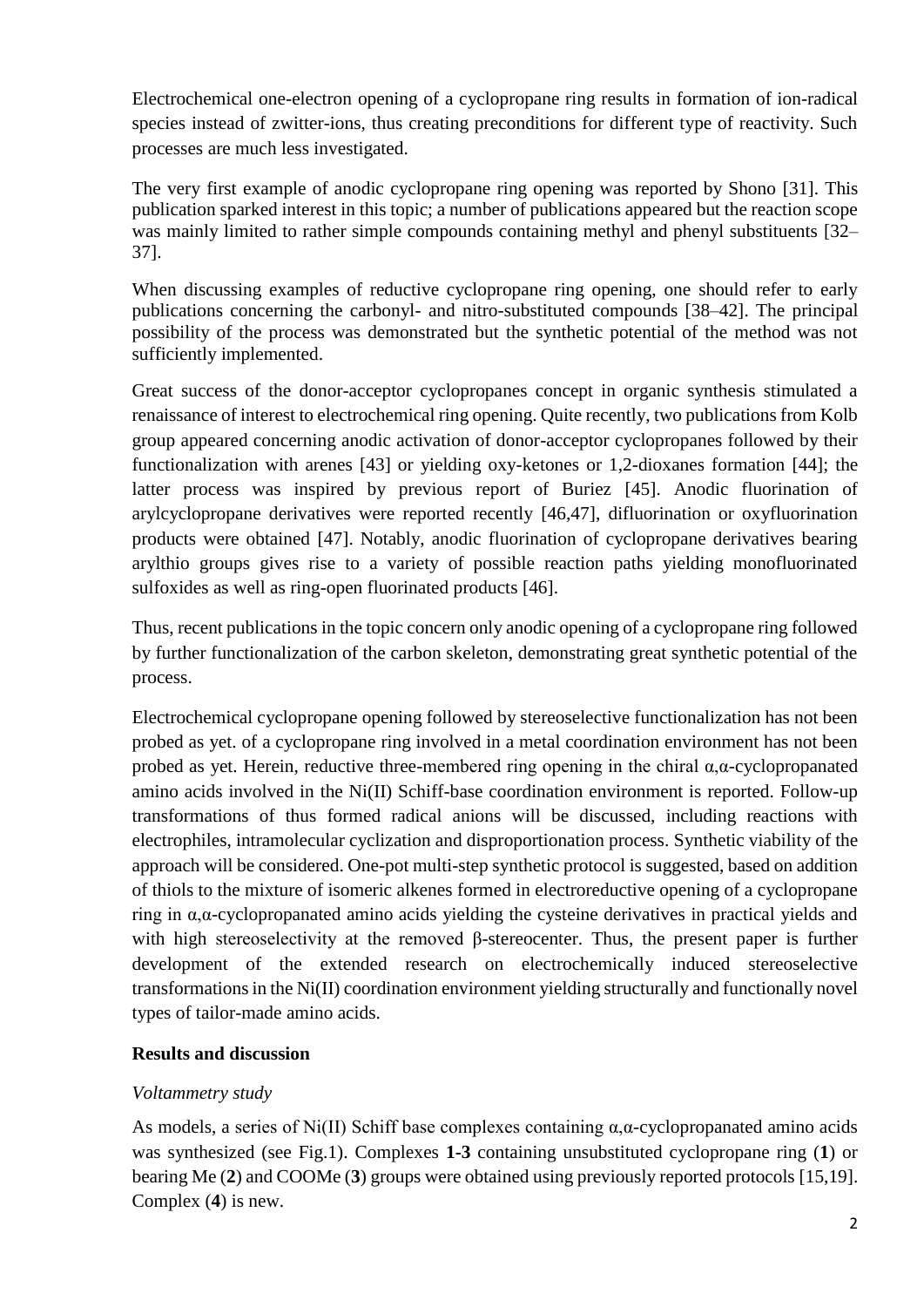Electrochemical one-electron opening of a cyclopropane ring results in formation of ion-radical species instead of zwitter-ions, thus creating preconditions for different type of reactivity. Such processes are much less investigated.

The very first example of anodic cyclopropane ring opening was reported by Shono [31]. This publication sparked interest in this topic; a number of publications appeared but the reaction scope was mainly limited to rather simple compounds containing methyl and phenyl substituents [32–37].

When discussing examples of reductive cyclopropane ring opening, one should refer to early publications concerning the carbonyl- and nitro-substituted compounds [38–42]. The principal possibility of the process was demonstrated but the synthetic potential of the method was not sufficiently implemented.

Great success of the donor-acceptor cyclopropanes concept in organic synthesis stimulated a renaissance of interest to electrochemical ring opening. Quite recently, two publications from Kolb group appeared concerning anodic activation of donor-acceptor cyclopropanes followed by their functionalization with arenes [43] or yielding oxy-ketones or 1,2-dioxanes formation [44]; the latter process was inspired by previous report of Buriez [45]. Anodic fluorination of arylcyclopropane derivatives were reported recently [46,47], difluorination or oxyfluorination products were obtained [47]. Notably, anodic fluorination of cyclopropane derivatives bearing arylthio groups gives rise to a variety of possible reaction paths yielding monofluorinated sulfoxides as well as ring-open fluorinated products [46].

Thus, recent publications in the topic concern only anodic opening of a cyclopropane ring followed by further functionalization of the carbon skeleton, demonstrating great synthetic potential of the process.

Electrochemical cyclopropane opening followed by stereoselective functionalization has not been probed as yet. of a cyclopropane ring involved in a metal coordination environment has not been probed as yet. Herein, reductive three-membered ring opening in the chiral α,α-cyclopropanated amino acids involved in the Ni(II) Schiff-base coordination environment is reported. Follow-up transformations of thus formed radical anions will be discussed, including reactions with electrophiles, intramolecular cyclization and disproportionation process. Synthetic viability of the approach will be considered. One-pot multi-step synthetic protocol is suggested, based on addition of thiols to the mixture of isomeric alkenes formed in electroreductive opening of a cyclopropane ring in α,α-cyclopropanated amino acids yielding the cysteine derivatives in practical yields and with high stereoselectivity at the removed β-stereocenter. Thus, the present paper is further development of the extended research on electrochemically induced stereoselective transformations in the Ni(II) coordination environment yielding structurally and functionally novel types of tailor-made amino acids.

## Results and discussion

### *Voltammetry study*

As models, a series of Ni(II) Schiff base complexes containing α,α-cyclopropanated amino acids was synthesized (see Fig.1). Complexes **1-3** containing unsubstituted cyclopropane ring (**1**) or bearing Me (**2**) and COOMe (**3**) groups were obtained using previously reported protocols [15,19]. Complex (**4**) is new.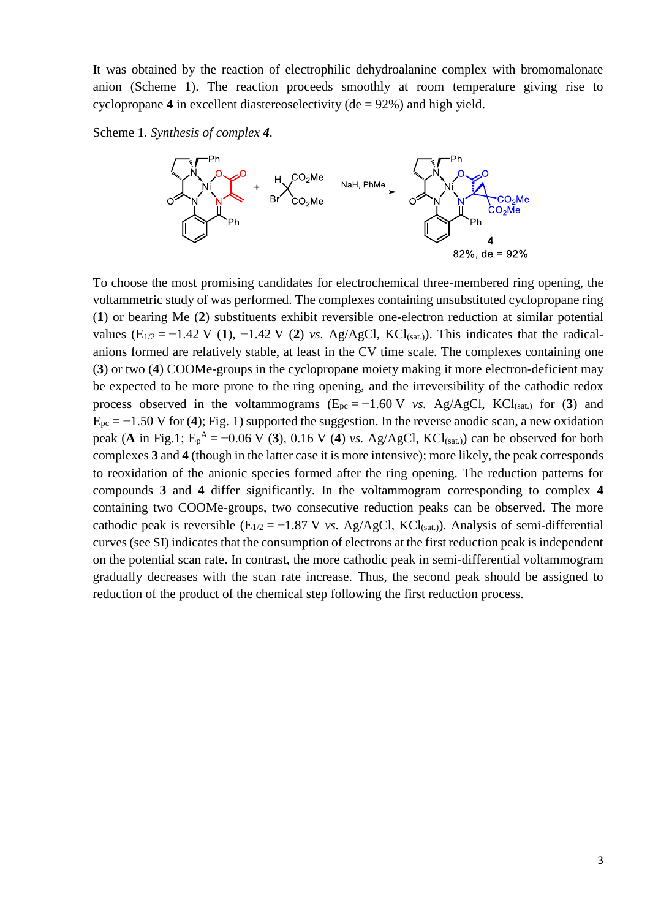It was obtained by the reaction of electrophilic dehydroalanine complex with bromomalonate anion (Scheme 1). The reaction proceeds smoothly at room temperature giving rise to cyclopropane **4** in excellent diastereoselectivity (de = 92%) and high yield.

Scheme 1. *Synthesis of complex **4**.*

To choose the most promising candidates for electrochemical three-membered ring opening, the voltammetric study of was performed. The complexes containing unsubstituted cyclopropane ring (**1**) or bearing Me (**2**) substituents exhibit reversible one-electron reduction at similar potential values ($E_{1/2}$ = −1.42 V (**1**), −1.42 V (**2**) *vs.* Ag/AgCl, $KCl_{(sat.)}$). This indicates that the radical-anions formed are relatively stable, at least in the CV time scale. The complexes containing one (**3**) or two (**4**) COOMe-groups in the cyclopropane moiety making it more electron-deficient may be expected to be more prone to the ring opening, and the irreversibility of the cathodic redox process observed in the voltammograms ($E_{pc}$ = −1.60 V *vs.* Ag/AgCl, $KCl_{(sat.)}$ for (**3**) and $E_{pc}$ = −1.50 V for (**4**); Fig. 1) supported the suggestion. In the reverse anodic scan, a new oxidation peak (**A** in Fig.1; $E_p^A$ = −0.06 V (**3**), 0.16 V (**4**) *vs.* Ag/AgCl, $KCl_{(sat.)}$) can be observed for both complexes **3** and **4** (though in the latter case it is more intensive); more likely, the peak corresponds to reoxidation of the anionic species formed after the ring opening. The reduction patterns for compounds **3** and **4** differ significantly. In the voltammogram corresponding to complex **4** containing two COOMe-groups, two consecutive reduction peaks can be observed. The more cathodic peak is reversible ($E_{1/2}$ = −1.87 V *vs.* Ag/AgCl, $KCl_{(sat.)}$). Analysis of semi-differential curves (see SI) indicates that the consumption of electrons at the first reduction peak is independent on the potential scan rate. In contrast, the more cathodic peak in semi-differential voltammogram gradually decreases with the scan rate increase. Thus, the second peak should be assigned to reduction of the product of the chemical step following the first reduction process.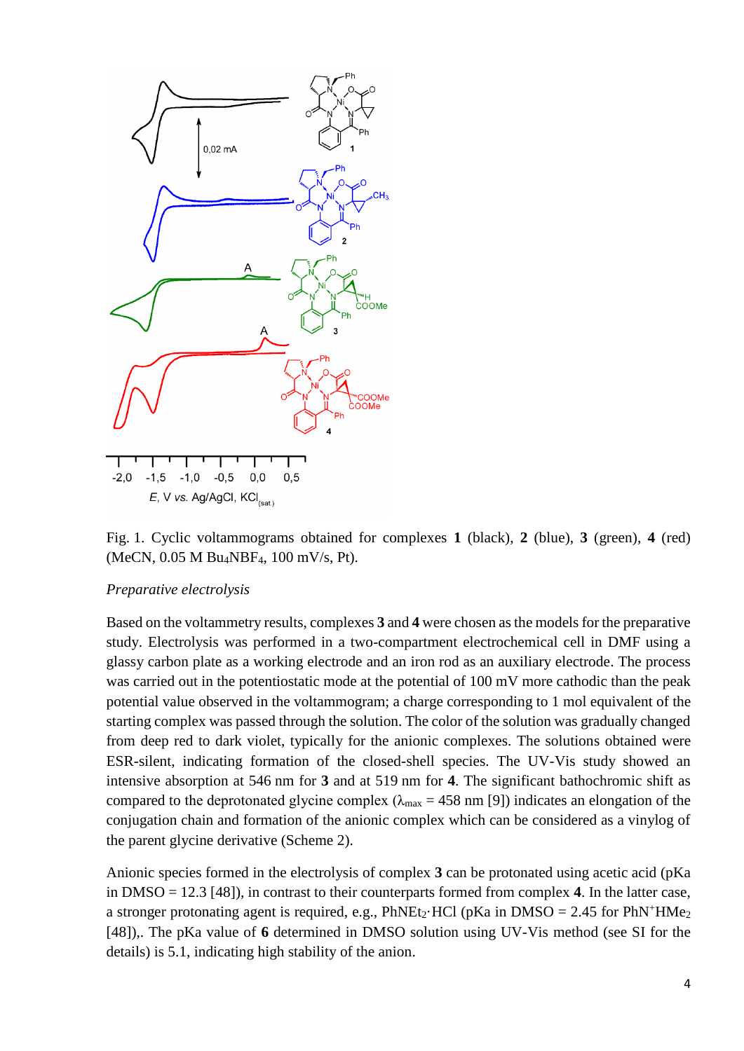Fig. 1. Cyclic voltammograms obtained for complexes **1** (black), **2** (blue), **3** (green), **4** (red) (MeCN, 0.05 M $Bu_4NBF_4$, 100 mV/s, Pt).

*Preparative electrolysis*

Based on the voltammetry results, complexes **3** and **4** were chosen as the models for the preparative study. Electrolysis was performed in a two-compartment electrochemical cell in DMF using a glassy carbon plate as a working electrode and an iron rod as an auxiliary electrode. The process was carried out in the potentiostatic mode at the potential of 100 mV more cathodic than the peak potential value observed in the voltammogram; a charge corresponding to 1 mol equivalent of the starting complex was passed through the solution. The color of the solution was gradually changed from deep red to dark violet, typically for the anionic complexes. The solutions obtained were ESR-silent, indicating formation of the closed-shell species. The UV-Vis study showed an intensive absorption at 546 nm for **3** and at 519 nm for **4**. The significant bathochromic shift as compared to the deprotonated glycine complex ($\lambda_{max}$ = 458 nm [9]) indicates an elongation of the conjugation chain and formation of the anionic complex which can be considered as a vinylog of the parent glycine derivative (Scheme 2).

Anionic species formed in the electrolysis of complex **3** can be protonated using acetic acid (pKa in DMSO = 12.3 [48]), in contrast to their counterparts formed from complex **4**. In the latter case, a stronger protonating agent is required, e.g., $PhNEt_2 \cdot HCl$ (pKa in DMSO = 2.45 for $PhN^+HMe_2$ [48]),. The pKa value of **6** determined in DMSO solution using UV-Vis method (see SI for the details) is 5.1, indicating high stability of the anion.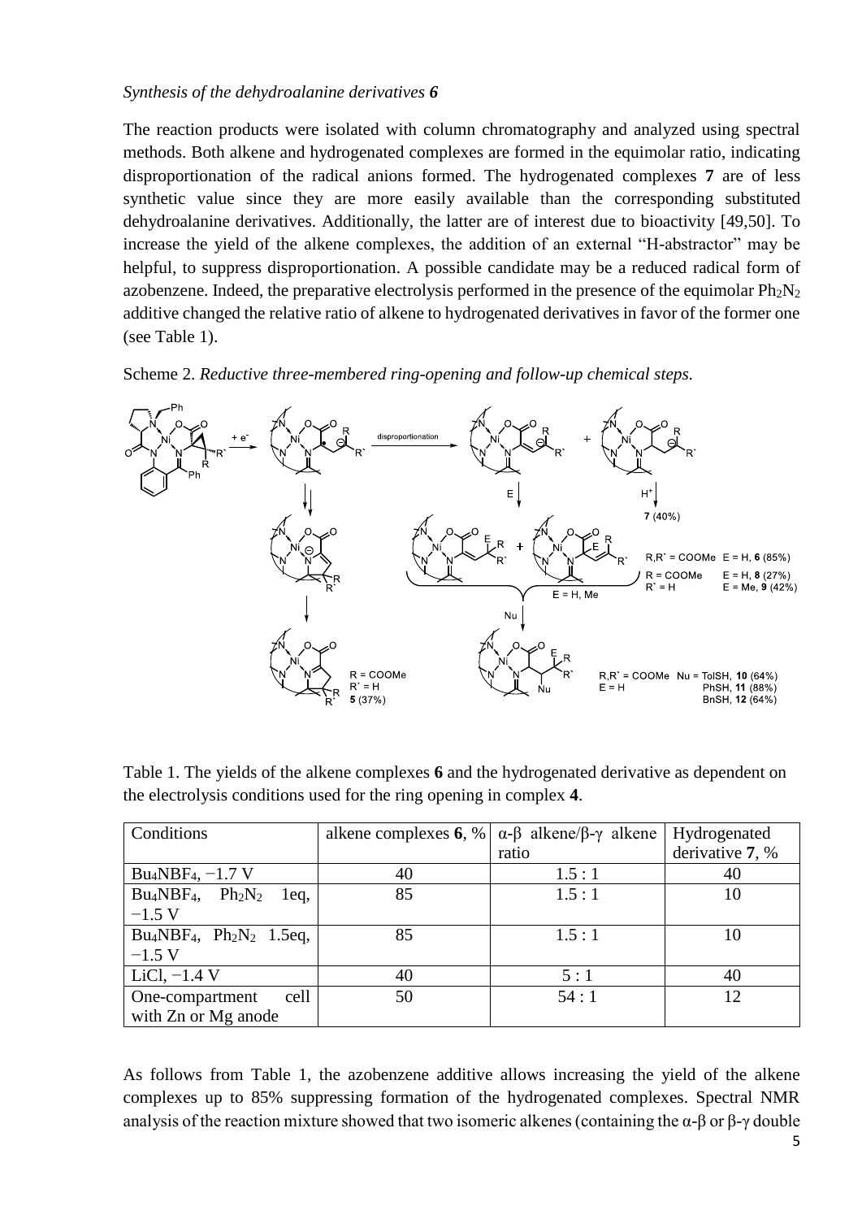*Synthesis of the dehydroalanine derivatives **6***

The reaction products were isolated with column chromatography and analyzed using spectral methods. Both alkene and hydrogenated complexes are formed in the equimolar ratio, indicating disproportionation of the radical anions formed. The hydrogenated complexes **7** are of less synthetic value since they are more easily available than the corresponding substituted dehydroalanine derivatives. Additionally, the latter are of interest due to bioactivity [49,50]. To increase the yield of the alkene complexes, the addition of an external "H-abstractor" may be helpful, to suppress disproportionation. A possible candidate may be a reduced radical form of azobenzene. Indeed, the preparative electrolysis performed in the presence of the equimolar $Ph_2N_2$ additive changed the relative ratio of alkene to hydrogenated derivatives in favor of the former one (see Table 1).

Scheme 2. *Reductive three-membered ring-opening and follow-up chemical steps.*

Table 1. The yields of the alkene complexes **6** and the hydrogenated derivative as dependent on the electrolysis conditions used for the ring opening in complex **4**.

| Conditions | alkene complexes **6**, % | α-β alkene/β-γ alkene ratio | Hydrogenated derivative **7**, % |
|---|---|---|---|
| $Bu_4NBF_4$, −1.7 V | 40 | 1.5 : 1 | 40 |
| $Bu_4NBF_4$, $Ph_2N_2$ 1eq, −1.5 V | 85 | 1.5 : 1 | 10 |
| $Bu_4NBF_4$, $Ph_2N_2$ 1.5eq, −1.5 V | 85 | 1.5 : 1 | 10 |
| LiCl, −1.4 V | 40 | 5 : 1 | 40 |
| One-compartment cell with Zn or Mg anode | 50 | 54 : 1 | 12 |

As follows from Table 1, the azobenzene additive allows increasing the yield of the alkene complexes up to 85% suppressing formation of the hydrogenated complexes. Spectral NMR analysis of the reaction mixture showed that two isomeric alkenes (containing the α-β or β-γ double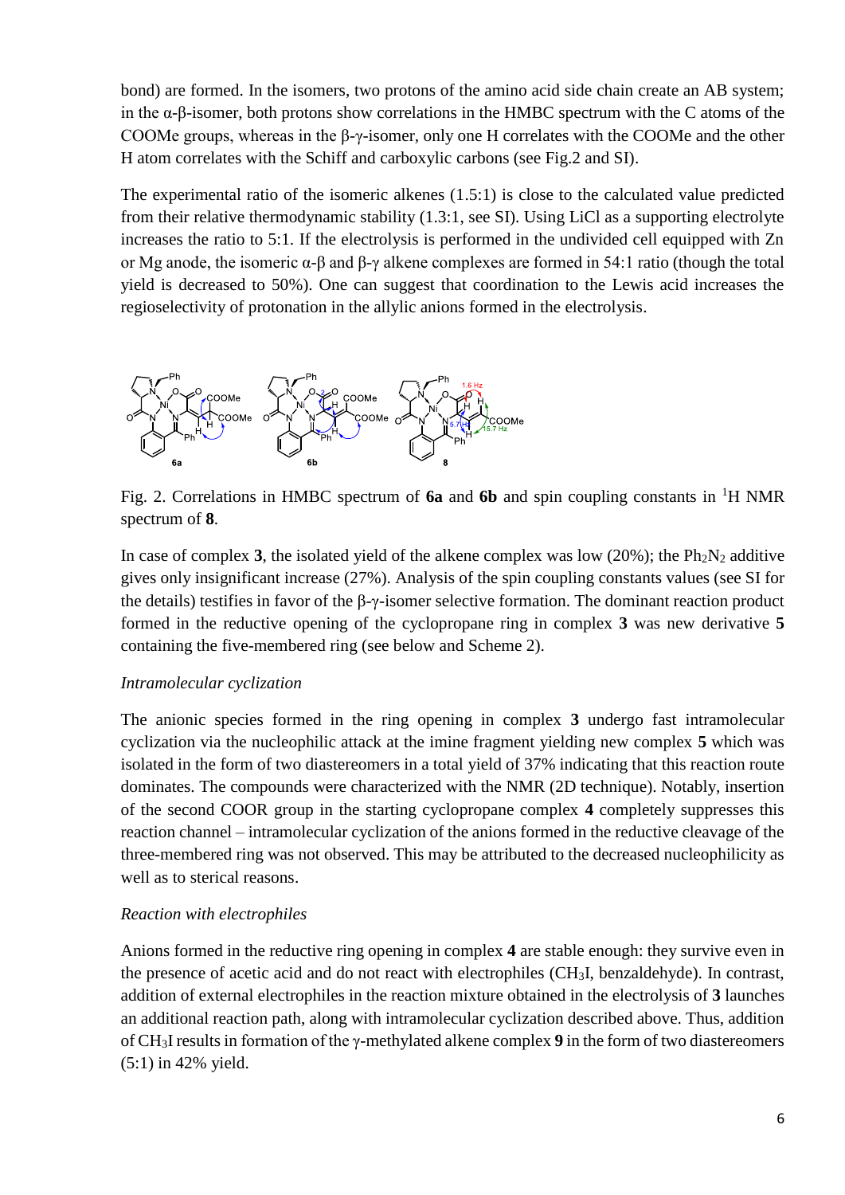bond) are formed. In the isomers, two protons of the amino acid side chain create an AB system; in the α-β-isomer, both protons show correlations in the HMBC spectrum with the C atoms of the COOMe groups, whereas in the β-γ-isomer, only one H correlates with the COOMe and the other H atom correlates with the Schiff and carboxylic carbons (see Fig.2 and SI).

The experimental ratio of the isomeric alkenes (1.5:1) is close to the calculated value predicted from their relative thermodynamic stability (1.3:1, see SI). Using LiCl as a supporting electrolyte increases the ratio to 5:1. If the electrolysis is performed in the undivided cell equipped with Zn or Mg anode, the isomeric α-β and β-γ alkene complexes are formed in 54:1 ratio (though the total yield is decreased to 50%). One can suggest that coordination to the Lewis acid increases the regioselectivity of protonation in the allylic anions formed in the electrolysis.

Fig. 2. Correlations in HMBC spectrum of **6a** and **6b** and spin coupling constants in $^1H$ NMR spectrum of **8**.

In case of complex **3**, the isolated yield of the alkene complex was low (20%); the $Ph_2N_2$ additive gives only insignificant increase (27%). Analysis of the spin coupling constants values (see SI for the details) testifies in favor of the β-γ-isomer selective formation. The dominant reaction product formed in the reductive opening of the cyclopropane ring in complex **3** was new derivative **5** containing the five-membered ring (see below and Scheme 2).

*Intramolecular cyclization*

The anionic species formed in the ring opening in complex **3** undergo fast intramolecular cyclization via the nucleophilic attack at the imine fragment yielding new complex **5** which was isolated in the form of two diastereomers in a total yield of 37% indicating that this reaction route dominates. The compounds were characterized with the NMR (2D technique). Notably, insertion of the second COOR group in the starting cyclopropane complex **4** completely suppresses this reaction channel – intramolecular cyclization of the anions formed in the reductive cleavage of the three-membered ring was not observed. This may be attributed to the decreased nucleophilicity as well as to sterical reasons.

*Reaction with electrophiles*

Anions formed in the reductive ring opening in complex **4** are stable enough: they survive even in the presence of acetic acid and do not react with electrophiles ($CH_3I$, benzaldehyde). In contrast, addition of external electrophiles in the reaction mixture obtained in the electrolysis of **3** launches an additional reaction path, along with intramolecular cyclization described above. Thus, addition of $CH_3I$ results in formation of the γ-methylated alkene complex **9** in the form of two diastereomers (5:1) in 42% yield.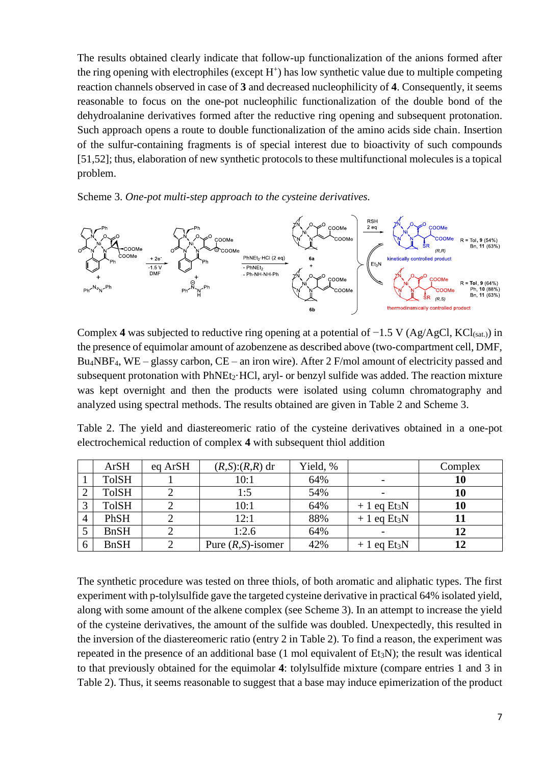The results obtained clearly indicate that follow-up functionalization of the anions formed after the ring opening with electrophiles (except $H^+$) has low synthetic value due to multiple competing reaction channels observed in case of **3** and decreased nucleophilicity of **4**. Consequently, it seems reasonable to focus on the one-pot nucleophilic functionalization of the double bond of the dehydroalanine derivatives formed after the reductive ring opening and subsequent protonation. Such approach opens a route to double functionalization of the amino acids side chain. Insertion of the sulfur-containing fragments is of special interest due to bioactivity of such compounds [51,52]; thus, elaboration of new synthetic protocols to these multifunctional molecules is a topical problem.

Scheme 3. *One-pot multi-step approach to the cysteine derivatives.*

Complex **4** was subjected to reductive ring opening at a potential of −1.5 V (Ag/AgCl, $KCl_{(sat.)}$) in the presence of equimolar amount of azobenzene as described above (two-compartment cell, DMF, $Bu_4NBF_4$, WE – glassy carbon, CE – an iron wire). After 2 F/mol amount of electricity passed and subsequent protonation with $PhNEt_2{\cdot}HCl$, aryl- or benzyl sulfide was added. The reaction mixture was kept overnight and then the products were isolated using column chromatography and analyzed using spectral methods. The results obtained are given in Table 2 and Scheme 3.

Table 2. The yield and diastereomeric ratio of the cysteine derivatives obtained in a one-pot electrochemical reduction of complex **4** with subsequent thiol addition

| | ArSH | eq ArSH | (*R*,*S*):(*R*,*R*) dr | Yield, % | | Complex |
|---|---|---|---|---|---|---|
| 1 | TolSH | 1 | 10:1 | 64% | - | **10** |
| 2 | TolSH | 2 | 1:5 | 54% | - | **10** |
| 3 | TolSH | 2 | 10:1 | 64% | + 1 eq $Et_3N$ | **10** |
| 4 | PhSH | 2 | 12:1 | 88% | + 1 eq $Et_3N$ | **11** |
| 5 | BnSH | 2 | 1:2.6 | 64% | - | **12** |
| 6 | BnSH | 2 | Pure (*R*,*S*)-isomer | 42% | + 1 eq $Et_3N$ | **12** |

The synthetic procedure was tested on three thiols, of both aromatic and aliphatic types. The first experiment with p-tolylsulfide gave the targeted cysteine derivative in practical 64% isolated yield, along with some amount of the alkene complex (see Scheme 3). In an attempt to increase the yield of the cysteine derivatives, the amount of the sulfide was doubled. Unexpectedly, this resulted in the inversion of the diastereomeric ratio (entry 2 in Table 2). To find a reason, the experiment was repeated in the presence of an additional base (1 mol equivalent of $Et_3N$); the result was identical to that previously obtained for the equimolar **4**: tolylsulfide mixture (compare entries 1 and 3 in Table 2). Thus, it seems reasonable to suggest that a base may induce epimerization of the product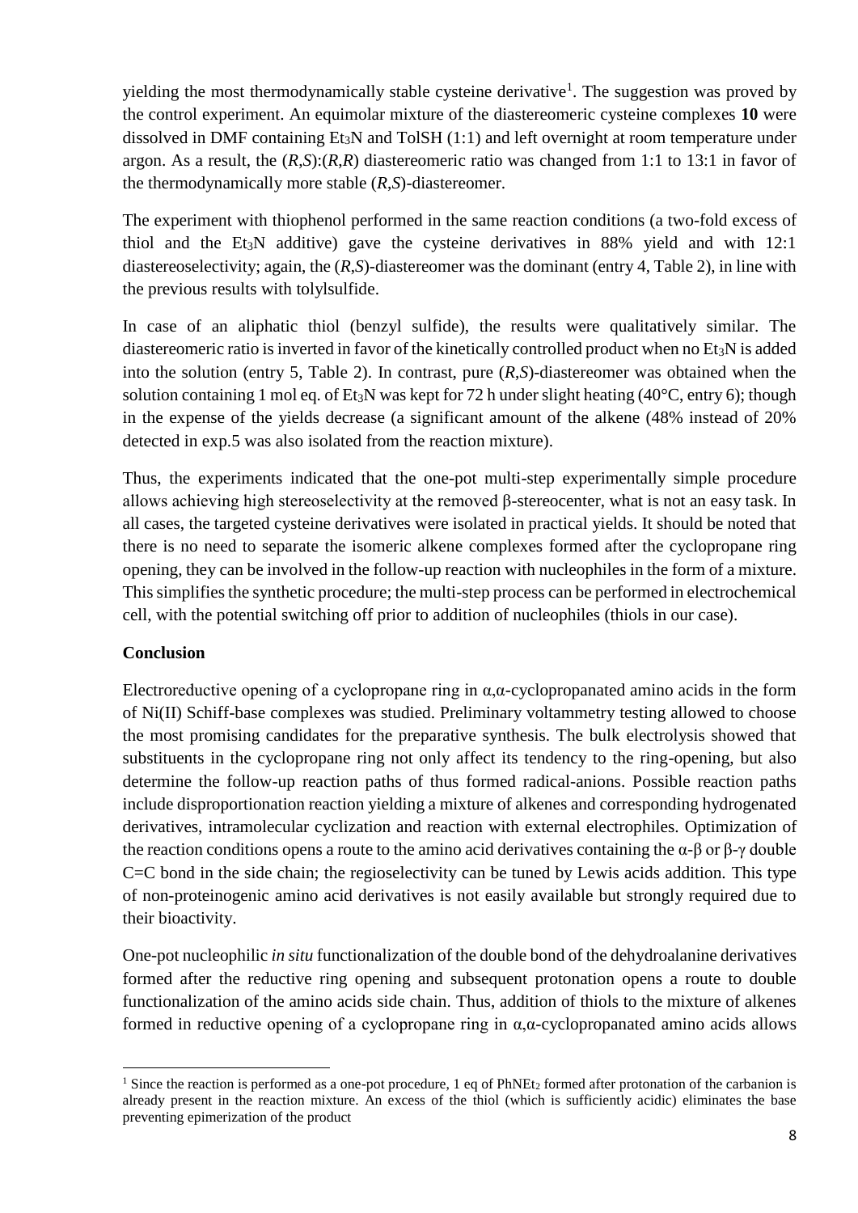yielding the most thermodynamically stable cysteine derivative[1]. The suggestion was proved by the control experiment. An equimolar mixture of the diastereomeric cysteine complexes **10** were dissolved in DMF containing $Et_3N$ and TolSH (1:1) and left overnight at room temperature under argon. As a result, the (*R*,*S*):(*R*,*R*) diastereomeric ratio was changed from 1:1 to 13:1 in favor of the thermodynamically more stable (*R*,*S*)-diastereomer.

The experiment with thiophenol performed in the same reaction conditions (a two-fold excess of thiol and the $Et_3N$ additive) gave the cysteine derivatives in 88% yield and with 12:1 diastereoselectivity; again, the (*R*,*S*)-diastereomer was the dominant (entry 4, Table 2), in line with the previous results with tolylsulfide.

In case of an aliphatic thiol (benzyl sulfide), the results were qualitatively similar. The diastereomeric ratio is inverted in favor of the kinetically controlled product when no $Et_3N$ is added into the solution (entry 5, Table 2). In contrast, pure (*R*,*S*)-diastereomer was obtained when the solution containing 1 mol eq. of $Et_3N$ was kept for 72 h under slight heating (40°C, entry 6); though in the expense of the yields decrease (a significant amount of the alkene (48% instead of 20% detected in exp.5 was also isolated from the reaction mixture).

Thus, the experiments indicated that the one-pot multi-step experimentally simple procedure allows achieving high stereoselectivity at the removed β-stereocenter, what is not an easy task. In all cases, the targeted cysteine derivatives were isolated in practical yields. It should be noted that there is no need to separate the isomeric alkene complexes formed after the cyclopropane ring opening, they can be involved in the follow-up reaction with nucleophiles in the form of a mixture. This simplifies the synthetic procedure; the multi-step process can be performed in electrochemical cell, with the potential switching off prior to addition of nucleophiles (thiols in our case).

## Conclusion

Electroreductive opening of a cyclopropane ring in α,α-cyclopropanated amino acids in the form of Ni(II) Schiff-base complexes was studied. Preliminary voltammetry testing allowed to choose the most promising candidates for the preparative synthesis. The bulk electrolysis showed that substituents in the cyclopropane ring not only affect its tendency to the ring-opening, but also determine the follow-up reaction paths of thus formed radical-anions. Possible reaction paths include disproportionation reaction yielding a mixture of alkenes and corresponding hydrogenated derivatives, intramolecular cyclization and reaction with external electrophiles. Optimization of the reaction conditions opens a route to the amino acid derivatives containing the α-β or β-γ double C=C bond in the side chain; the regioselectivity can be tuned by Lewis acids addition. This type of non-proteinogenic amino acid derivatives is not easily available but strongly required due to their bioactivity.

One-pot nucleophilic *in situ* functionalization of the double bond of the dehydroalanine derivatives formed after the reductive ring opening and subsequent protonation opens a route to double functionalization of the amino acids side chain. Thus, addition of thiols to the mixture of alkenes formed in reductive opening of a cyclopropane ring in α,α-cyclopropanated amino acids allows

---

[1] Since the reaction is performed as a one-pot procedure, 1 eq of $PhNEt_2$ formed after protonation of the carbanion is already present in the reaction mixture. An excess of the thiol (which is sufficiently acidic) eliminates the base preventing epimerization of the product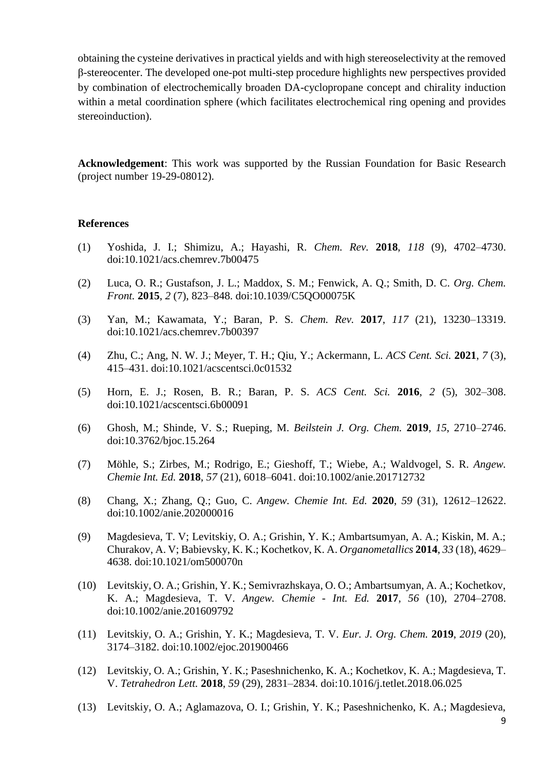obtaining the cysteine derivatives in practical yields and with high stereoselectivity at the removed β-stereocenter. The developed one-pot multi-step procedure highlights new perspectives provided by combination of electrochemically broaden DA-cyclopropane concept and chirality induction within a metal coordination sphere (which facilitates electrochemical ring opening and provides stereoinduction).

**Acknowledgement**: This work was supported by the Russian Foundation for Basic Research (project number 19-29-08012).

**References**

(1) Yoshida, J. I.; Shimizu, A.; Hayashi, R. *Chem. Rev.* **2018**, *118* (9), 4702–4730. doi:10.1021/acs.chemrev.7b00475

(2) Luca, O. R.; Gustafson, J. L.; Maddox, S. M.; Fenwick, A. Q.; Smith, D. C. *Org. Chem. Front.* **2015**, *2* (7), 823–848. doi:10.1039/C5QO00075K

(3) Yan, M.; Kawamata, Y.; Baran, P. S. *Chem. Rev.* **2017**, *117* (21), 13230–13319. doi:10.1021/acs.chemrev.7b00397

(4) Zhu, C.; Ang, N. W. J.; Meyer, T. H.; Qiu, Y.; Ackermann, L. *ACS Cent. Sci.* **2021**, *7* (3), 415–431. doi:10.1021/acscentsci.0c01532

(5) Horn, E. J.; Rosen, B. R.; Baran, P. S. *ACS Cent. Sci.* **2016**, *2* (5), 302–308. doi:10.1021/acscentsci.6b00091

(6) Ghosh, M.; Shinde, V. S.; Rueping, M. *Beilstein J. Org. Chem.* **2019**, *15*, 2710–2746. doi:10.3762/bjoc.15.264

(7) Möhle, S.; Zirbes, M.; Rodrigo, E.; Gieshoff, T.; Wiebe, A.; Waldvogel, S. R. *Angew. Chemie Int. Ed.* **2018**, *57* (21), 6018–6041. doi:10.1002/anie.201712732

(8) Chang, X.; Zhang, Q.; Guo, C. *Angew. Chemie Int. Ed.* **2020**, *59* (31), 12612–12622. doi:10.1002/anie.202000016

(9) Magdesieva, T. V; Levitskiy, O. A.; Grishin, Y. K.; Ambartsumyan, A. A.; Kiskin, M. A.; Churakov, A. V; Babievsky, K. K.; Kochetkov, K. A. *Organometallics* **2014**, *33* (18), 4629–4638. doi:10.1021/om500070n

(10) Levitskiy, O. A.; Grishin, Y. K.; Semivrazhskaya, O. O.; Ambartsumyan, A. A.; Kochetkov, K. A.; Magdesieva, T. V. *Angew. Chemie - Int. Ed.* **2017**, *56* (10), 2704–2708. doi:10.1002/anie.201609792

(11) Levitskiy, O. A.; Grishin, Y. K.; Magdesieva, T. V. *Eur. J. Org. Chem.* **2019**, *2019* (20), 3174–3182. doi:10.1002/ejoc.201900466

(12) Levitskiy, O. A.; Grishin, Y. K.; Paseshnichenko, K. A.; Kochetkov, K. A.; Magdesieva, T. V. *Tetrahedron Lett.* **2018**, *59* (29), 2831–2834. doi:10.1016/j.tetlet.2018.06.025

(13) Levitskiy, O. A.; Aglamazova, O. I.; Grishin, Y. K.; Paseshnichenko, K. A.; Magdesieva,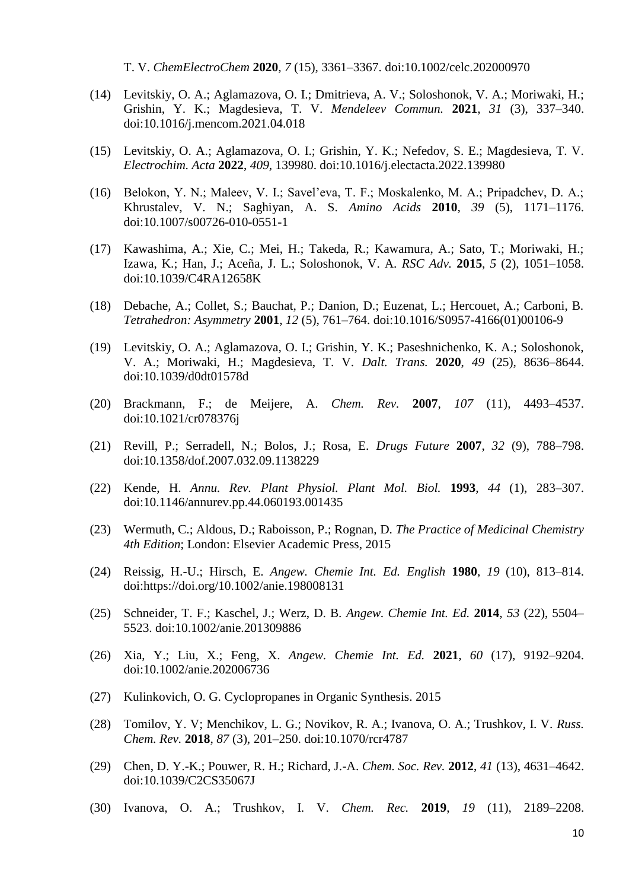T. V. *ChemElectroChem* **2020**, *7* (15), 3361–3367. doi:10.1002/celc.202000970

(14) Levitskiy, O. A.; Aglamazova, O. I.; Dmitrieva, A. V.; Soloshonok, V. A.; Moriwaki, H.; Grishin, Y. K.; Magdesieva, T. V. *Mendeleev Commun.* **2021**, *31* (3), 337–340. doi:10.1016/j.mencom.2021.04.018

(15) Levitskiy, O. A.; Aglamazova, O. I.; Grishin, Y. K.; Nefedov, S. E.; Magdesieva, T. V. *Electrochim. Acta* **2022**, *409*, 139980. doi:10.1016/j.electacta.2022.139980

(16) Belokon, Y. N.; Maleev, V. I.; Savel'eva, T. F.; Moskalenko, M. A.; Pripadchev, D. A.; Khrustalev, V. N.; Saghiyan, A. S. *Amino Acids* **2010**, *39* (5), 1171–1176. doi:10.1007/s00726-010-0551-1

(17) Kawashima, A.; Xie, C.; Mei, H.; Takeda, R.; Kawamura, A.; Sato, T.; Moriwaki, H.; Izawa, K.; Han, J.; Aceña, J. L.; Soloshonok, V. A. *RSC Adv.* **2015**, *5* (2), 1051–1058. doi:10.1039/C4RA12658K

(18) Debache, A.; Collet, S.; Bauchat, P.; Danion, D.; Euzenat, L.; Hercouet, A.; Carboni, B. *Tetrahedron: Asymmetry* **2001**, *12* (5), 761–764. doi:10.1016/S0957-4166(01)00106-9

(19) Levitskiy, O. A.; Aglamazova, O. I.; Grishin, Y. K.; Paseshnichenko, K. A.; Soloshonok, V. A.; Moriwaki, H.; Magdesieva, T. V. *Dalt. Trans.* **2020**, *49* (25), 8636–8644. doi:10.1039/d0dt01578d

(20) Brackmann, F.; de Meijere, A. *Chem. Rev.* **2007**, *107* (11), 4493–4537. doi:10.1021/cr078376j

(21) Revill, P.; Serradell, N.; Bolos, J.; Rosa, E. *Drugs Future* **2007**, *32* (9), 788–798. doi:10.1358/dof.2007.032.09.1138229

(22) Kende, H. *Annu. Rev. Plant Physiol. Plant Mol. Biol.* **1993**, *44* (1), 283–307. doi:10.1146/annurev.pp.44.060193.001435

(23) Wermuth, C.; Aldous, D.; Raboisson, P.; Rognan, D. *The Practice of Medicinal Chemistry 4th Edition*; London: Elsevier Academic Press, 2015

(24) Reissig, H.-U.; Hirsch, E. *Angew. Chemie Int. Ed. English* **1980**, *19* (10), 813–814. doi:https://doi.org/10.1002/anie.198008131

(25) Schneider, T. F.; Kaschel, J.; Werz, D. B. *Angew. Chemie Int. Ed.* **2014**, *53* (22), 5504–5523. doi:10.1002/anie.201309886

(26) Xia, Y.; Liu, X.; Feng, X. *Angew. Chemie Int. Ed.* **2021**, *60* (17), 9192–9204. doi:10.1002/anie.202006736

(27) Kulinkovich, O. G. Cyclopropanes in Organic Synthesis. 2015

(28) Tomilov, Y. V; Menchikov, L. G.; Novikov, R. A.; Ivanova, O. A.; Trushkov, I. V. *Russ. Chem. Rev.* **2018**, *87* (3), 201–250. doi:10.1070/rcr4787

(29) Chen, D. Y.-K.; Pouwer, R. H.; Richard, J.-A. *Chem. Soc. Rev.* **2012**, *41* (13), 4631–4642. doi:10.1039/C2CS35067J

(30) Ivanova, O. A.; Trushkov, I. V. *Chem. Rec.* **2019**, *19* (11), 2189–2208.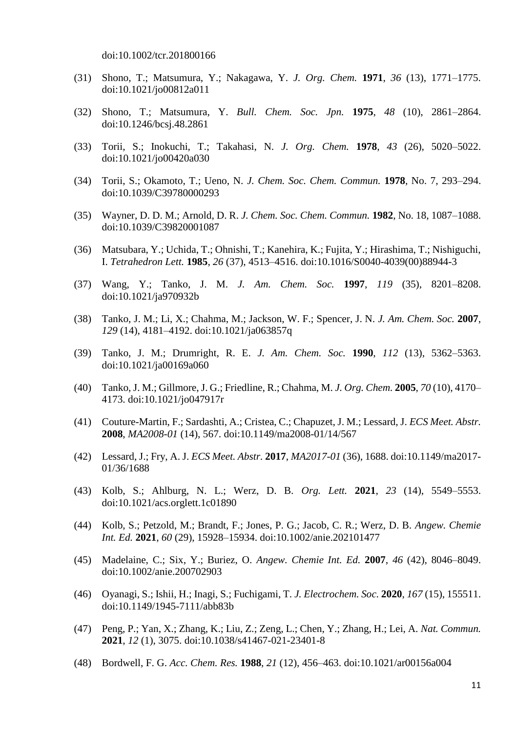doi:10.1002/tcr.201800166

(31) Shono, T.; Matsumura, Y.; Nakagawa, Y. *J. Org. Chem.* **1971**, *36* (13), 1771–1775. doi:10.1021/jo00812a011

(32) Shono, T.; Matsumura, Y. *Bull. Chem. Soc. Jpn.* **1975**, *48* (10), 2861–2864. doi:10.1246/bcsj.48.2861

(33) Torii, S.; Inokuchi, T.; Takahasi, N. *J. Org. Chem.* **1978**, *43* (26), 5020–5022. doi:10.1021/jo00420a030

(34) Torii, S.; Okamoto, T.; Ueno, N. *J. Chem. Soc. Chem. Commun.* **1978**, No. 7, 293–294. doi:10.1039/C39780000293

(35) Wayner, D. D. M.; Arnold, D. R. *J. Chem. Soc. Chem. Commun.* **1982**, No. 18, 1087–1088. doi:10.1039/C39820001087

(36) Matsubara, Y.; Uchida, T.; Ohnishi, T.; Kanehira, K.; Fujita, Y.; Hirashima, T.; Nishiguchi, I. *Tetrahedron Lett.* **1985**, *26* (37), 4513–4516. doi:10.1016/S0040-4039(00)88944-3

(37) Wang, Y.; Tanko, J. M. *J. Am. Chem. Soc.* **1997**, *119* (35), 8201–8208. doi:10.1021/ja970932b

(38) Tanko, J. M.; Li, X.; Chahma, M.; Jackson, W. F.; Spencer, J. N. *J. Am. Chem. Soc.* **2007**, *129* (14), 4181–4192. doi:10.1021/ja063857q

(39) Tanko, J. M.; Drumright, R. E. *J. Am. Chem. Soc.* **1990**, *112* (13), 5362–5363. doi:10.1021/ja00169a060

(40) Tanko, J. M.; Gillmore, J. G.; Friedline, R.; Chahma, M. *J. Org. Chem.* **2005**, *70* (10), 4170–4173. doi:10.1021/jo047917r

(41) Couture-Martin, F.; Sardashti, A.; Cristea, C.; Chapuzet, J. M.; Lessard, J. *ECS Meet. Abstr.* **2008**, *MA2008-01* (14), 567. doi:10.1149/ma2008-01/14/567

(42) Lessard, J.; Fry, A. J. *ECS Meet. Abstr.* **2017**, *MA2017-01* (36), 1688. doi:10.1149/ma2017-01/36/1688

(43) Kolb, S.; Ahlburg, N. L.; Werz, D. B. *Org. Lett.* **2021**, *23* (14), 5549–5553. doi:10.1021/acs.orglett.1c01890

(44) Kolb, S.; Petzold, M.; Brandt, F.; Jones, P. G.; Jacob, C. R.; Werz, D. B. *Angew. Chemie Int. Ed.* **2021**, *60* (29), 15928–15934. doi:10.1002/anie.202101477

(45) Madelaine, C.; Six, Y.; Buriez, O. *Angew. Chemie Int. Ed.* **2007**, *46* (42), 8046–8049. doi:10.1002/anie.200702903

(46) Oyanagi, S.; Ishii, H.; Inagi, S.; Fuchigami, T. *J. Electrochem. Soc.* **2020**, *167* (15), 155511. doi:10.1149/1945-7111/abb83b

(47) Peng, P.; Yan, X.; Zhang, K.; Liu, Z.; Zeng, L.; Chen, Y.; Zhang, H.; Lei, A. *Nat. Commun.* **2021**, *12* (1), 3075. doi:10.1038/s41467-021-23401-8

(48) Bordwell, F. G. *Acc. Chem. Res.* **1988**, *21* (12), 456–463. doi:10.1021/ar00156a004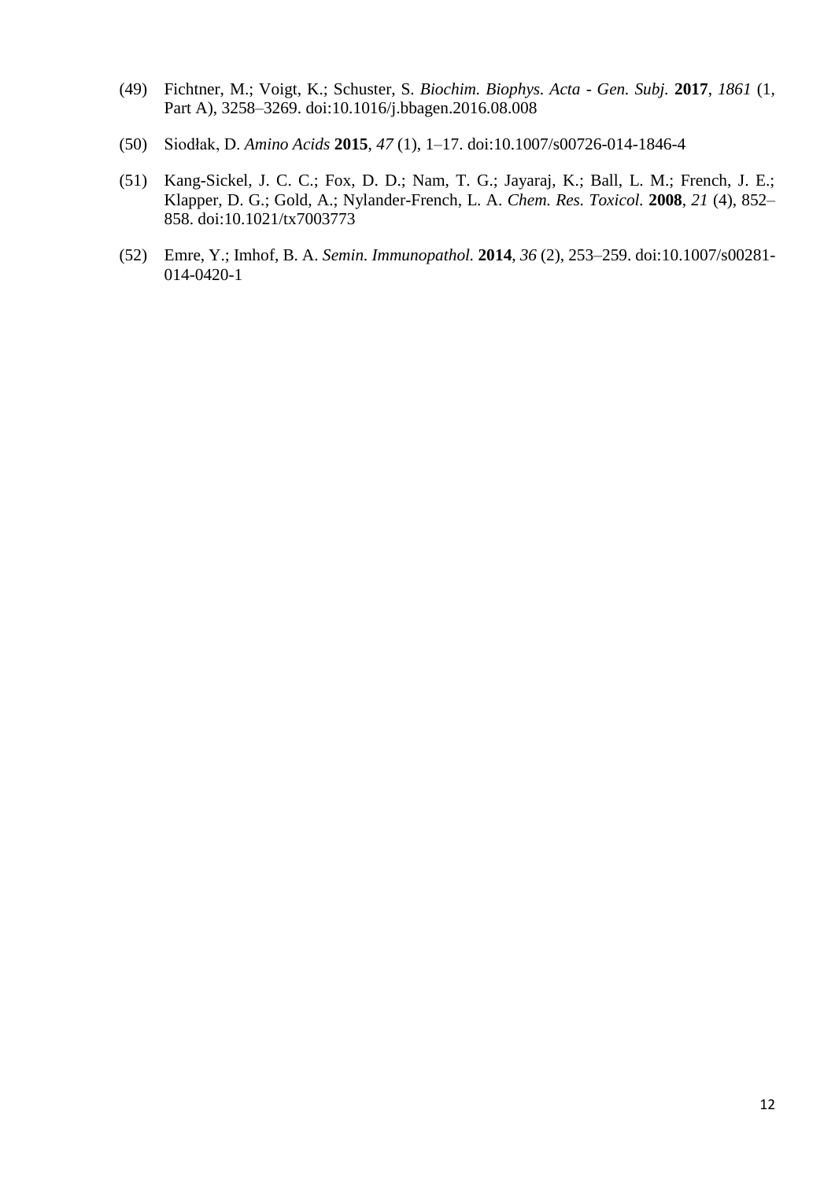(49) Fichtner, M.; Voigt, K.; Schuster, S. *Biochim. Biophys. Acta - Gen. Subj.* **2017**, *1861* (1, Part A), 3258–3269. doi:10.1016/j.bbagen.2016.08.008

(50) Siodłak, D. *Amino Acids* **2015**, *47* (1), 1–17. doi:10.1007/s00726-014-1846-4

(51) Kang-Sickel, J. C. C.; Fox, D. D.; Nam, T. G.; Jayaraj, K.; Ball, L. M.; French, J. E.; Klapper, D. G.; Gold, A.; Nylander-French, L. A. *Chem. Res. Toxicol.* **2008**, *21* (4), 852–858. doi:10.1021/tx7003773

(52) Emre, Y.; Imhof, B. A. *Semin. Immunopathol.* **2014**, *36* (2), 253–259. doi:10.1007/s00281-014-0420-1